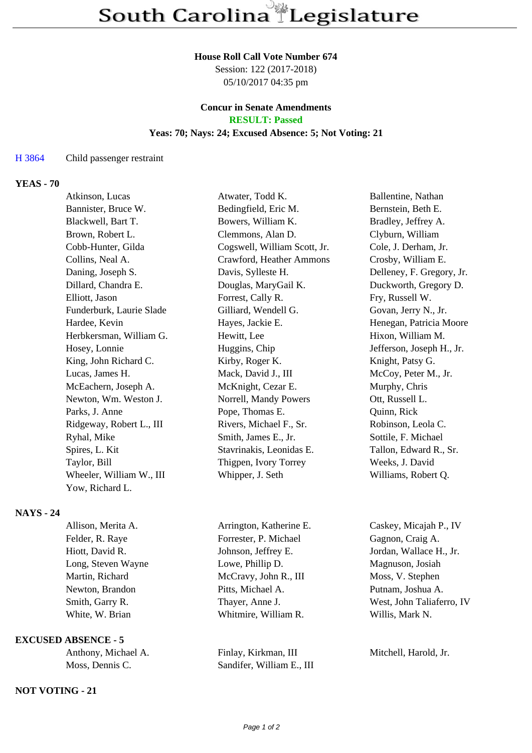# South Carolina Legislature

**House Roll Call Vote Number 674**
Session: 122 (2017-2018)
05/10/2017 04:35 pm

**Concur in Senate Amendments**
**RESULT: Passed**
**Yeas: 70; Nays: 24; Excused Absence: 5; Not Voting: 21**

H 3864 Child passenger restraint

**YEAS - 70**

| | | |
|---|---|---|
| Atkinson, Lucas | Atwater, Todd K. | Ballentine, Nathan |
| Bannister, Bruce W. | Bedingfield, Eric M. | Bernstein, Beth E. |
| Blackwell, Bart T. | Bowers, William K. | Bradley, Jeffrey A. |
| Brown, Robert L. | Clemmons, Alan D. | Clyburn, William |
| Cobb-Hunter, Gilda | Cogswell, William Scott, Jr. | Cole, J. Derham, Jr. |
| Collins, Neal A. | Crawford, Heather Ammons | Crosby, William E. |
| Daning, Joseph S. | Davis, Sylleste H. | Delleney, F. Gregory, Jr. |
| Dillard, Chandra E. | Douglas, MaryGail K. | Duckworth, Gregory D. |
| Elliott, Jason | Forrest, Cally R. | Fry, Russell W. |
| Funderburk, Laurie Slade | Gilliard, Wendell G. | Govan, Jerry N., Jr. |
| Hardee, Kevin | Hayes, Jackie E. | Henegan, Patricia Moore |
| Herbkersman, William G. | Hewitt, Lee | Hixon, William M. |
| Hosey, Lonnie | Huggins, Chip | Jefferson, Joseph H., Jr. |
| King, John Richard C. | Kirby, Roger K. | Knight, Patsy G. |
| Lucas, James H. | Mack, David J., III | McCoy, Peter M., Jr. |
| McEachern, Joseph A. | McKnight, Cezar E. | Murphy, Chris |
| Newton, Wm. Weston J. | Norrell, Mandy Powers | Ott, Russell L. |
| Parks, J. Anne | Pope, Thomas E. | Quinn, Rick |
| Ridgeway, Robert L., III | Rivers, Michael F., Sr. | Robinson, Leola C. |
| Ryhal, Mike | Smith, James E., Jr. | Sottile, F. Michael |
| Spires, L. Kit | Stavrinakis, Leonidas E. | Tallon, Edward R., Sr. |
| Taylor, Bill | Thigpen, Ivory Torrey | Weeks, J. David |
| Wheeler, William W., III | Whipper, J. Seth | Williams, Robert Q. |
| Yow, Richard L. | | |

**NAYS - 24**

| | | |
|---|---|---|
| Allison, Merita A. | Arrington, Katherine E. | Caskey, Micajah P., IV |
| Felder, R. Raye | Forrester, P. Michael | Gagnon, Craig A. |
| Hiott, David R. | Johnson, Jeffrey E. | Jordan, Wallace H., Jr. |
| Long, Steven Wayne | Lowe, Phillip D. | Magnuson, Josiah |
| Martin, Richard | McCravy, John R., III | Moss, V. Stephen |
| Newton, Brandon | Pitts, Michael A. | Putnam, Joshua A. |
| Smith, Garry R. | Thayer, Anne J. | West, John Taliaferro, IV |
| White, W. Brian | Whitmire, William R. | Willis, Mark N. |

**EXCUSED ABSENCE - 5**

| | | |
|---|---|---|
| Anthony, Michael A. | Finlay, Kirkman, III | Mitchell, Harold, Jr. |
| Moss, Dennis C. | Sandifer, William E., III | |

**NOT VOTING - 21**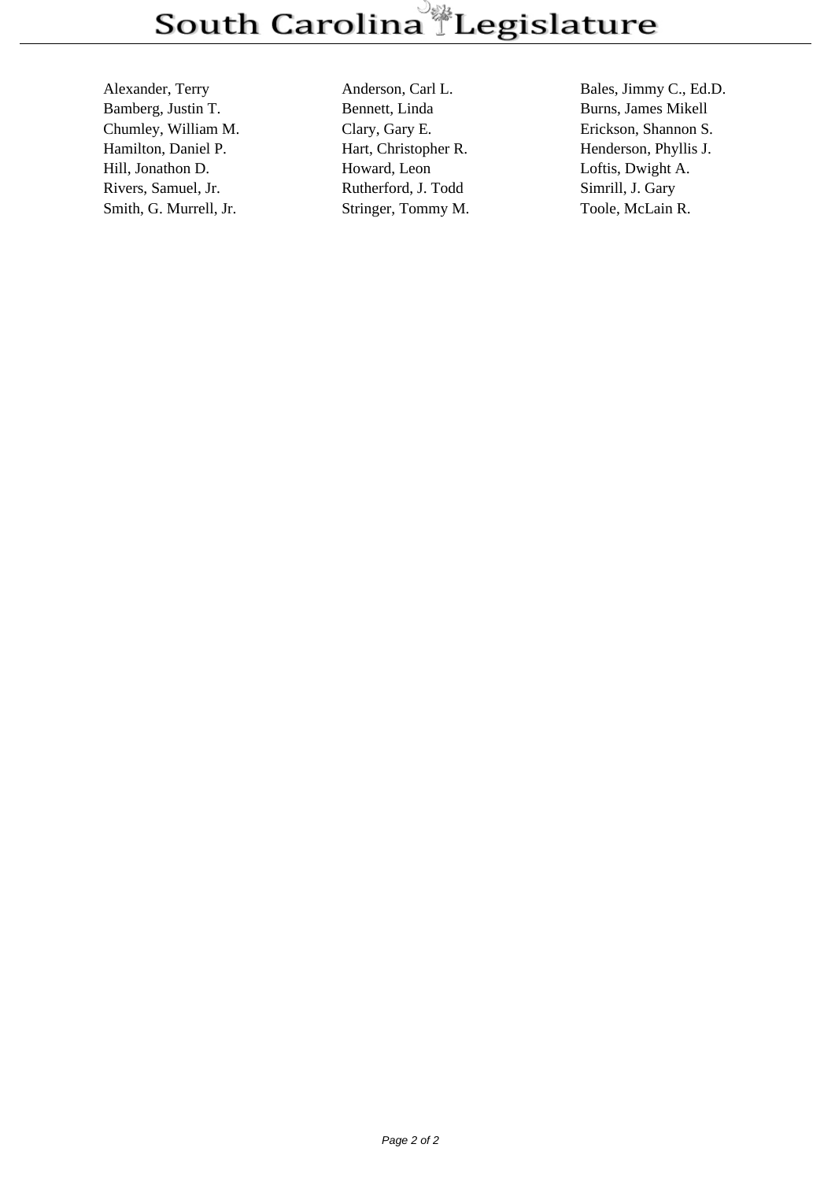Alexander, Terry
Anderson, Carl L.
Bales, Jimmy C., Ed.D.
Bamberg, Justin T.
Bennett, Linda
Burns, James Mikell
Chumley, William M.
Clary, Gary E.
Erickson, Shannon S.
Hamilton, Daniel P.
Hart, Christopher R.
Henderson, Phyllis J.
Hill, Jonathon D.
Howard, Leon
Loftis, Dwight A.
Rivers, Samuel, Jr.
Rutherford, J. Todd
Simrill, J. Gary
Smith, G. Murrell, Jr.
Stringer, Tommy M.
Toole, McLain R.